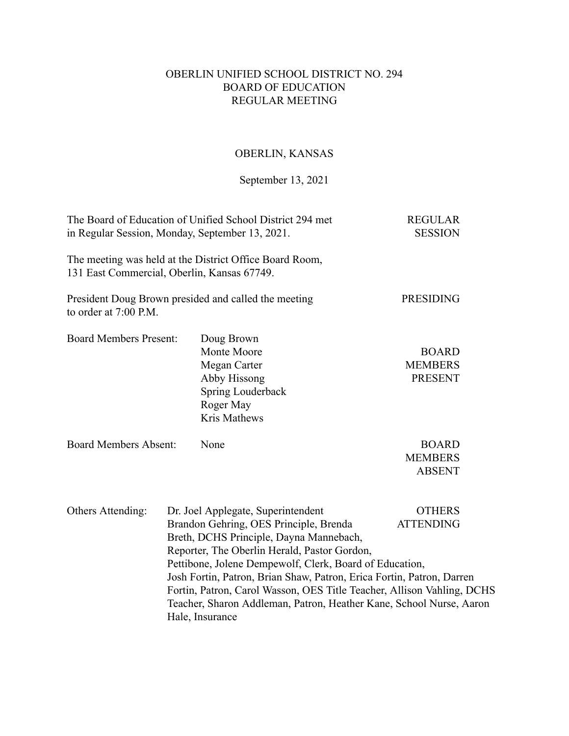# OBERLIN UNIFIED SCHOOL DISTRICT NO. 294
## BOARD OF EDUCATION
## REGULAR MEETING

OBERLIN, KANSAS

September 13, 2021

The Board of Education of Unified School District 294 met in Regular Session, Monday, September 13, 2021. **REGULAR SESSION**

The meeting was held at the District Office Board Room, 131 East Commercial, Oberlin, Kansas 67749.

President Doug Brown presided and called the meeting to order at 7:00 P.M. **PRESIDING**

**BOARD MEMBERS PRESENT**

Board Members Present:
- Doug Brown
- Monte Moore
- Megan Carter
- Abby Hissong
- Spring Louderback
- Roger May
- Kris Mathews

**BOARD MEMBERS ABSENT**

Board Members Absent: None

**OTHERS ATTENDING**

Others Attending: Dr. Joel Applegate, Superintendent Brandon Gehring, OES Principle, Brenda Breth, DCHS Principle, Dayna Mannebach, Reporter, The Oberlin Herald, Pastor Gordon, Pettibone, Jolene Dempewolf, Clerk, Board of Education, Josh Fortin, Patron, Brian Shaw, Patron, Erica Fortin, Patron, Darren Fortin, Patron, Carol Wasson, OES Title Teacher, Allison Vahling, DCHS Teacher, Sharon Addleman, Patron, Heather Kane, School Nurse, Aaron Hale, Insurance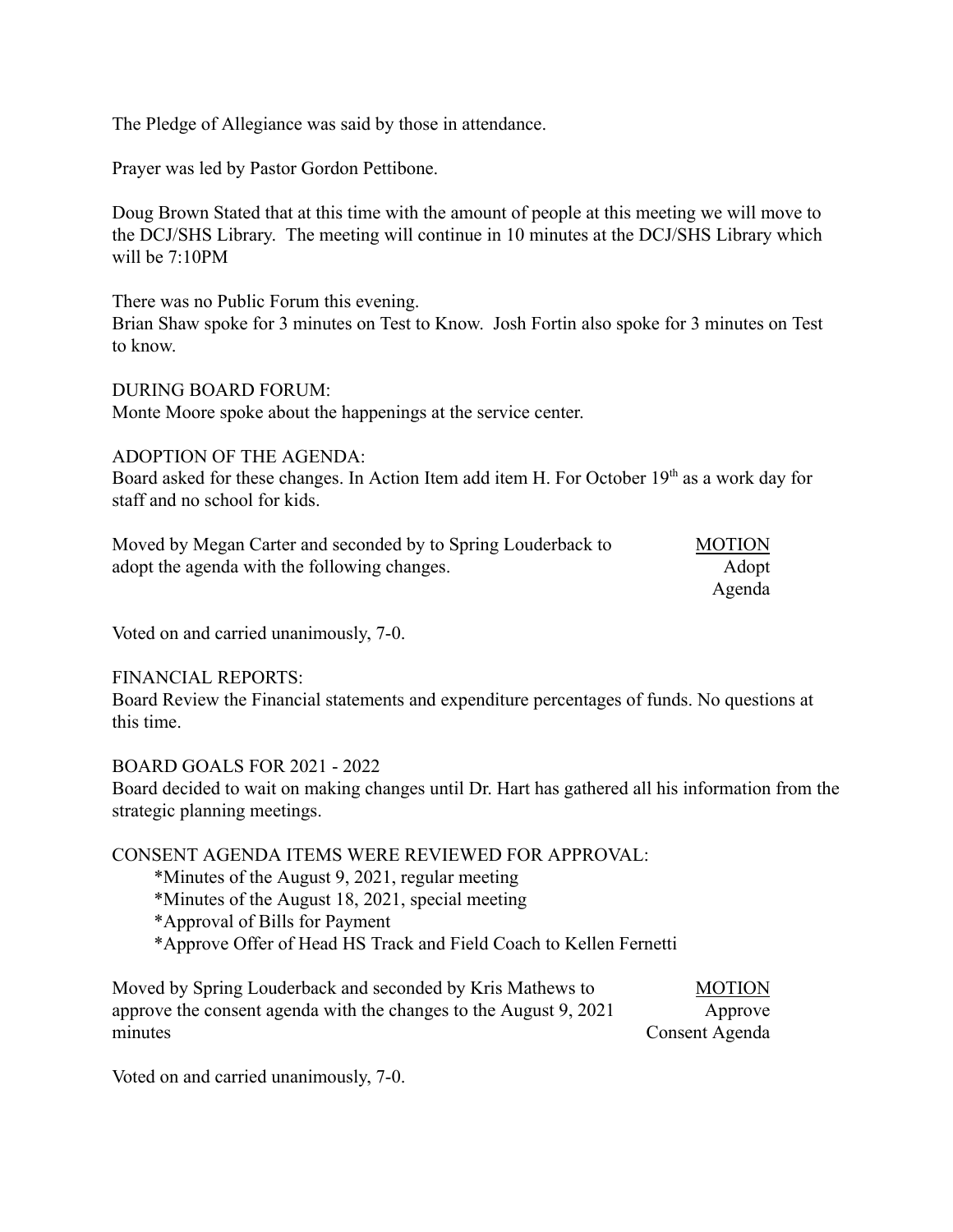The Pledge of Allegiance was said by those in attendance.

Prayer was led by Pastor Gordon Pettibone.

Doug Brown Stated that at this time with the amount of people at this meeting we will move to the DCJ/SHS Library. The meeting will continue in 10 minutes at the DCJ/SHS Library which will be 7:10PM

There was no Public Forum this evening.
Brian Shaw spoke for 3 minutes on Test to Know. Josh Fortin also spoke for 3 minutes on Test to know.

DURING BOARD FORUM:
Monte Moore spoke about the happenings at the service center.

ADOPTION OF THE AGENDA:
Board asked for these changes. In Action Item add item H. For October 19th as a work day for staff and no school for kids.

Moved by Megan Carter and seconded by to Spring Louderback to adopt the agenda with the following changes.

MOTION
Adopt Agenda

Voted on and carried unanimously, 7-0.

FINANCIAL REPORTS:
Board Review the Financial statements and expenditure percentages of funds. No questions at this time.

BOARD GOALS FOR 2021 - 2022
Board decided to wait on making changes until Dr. Hart has gathered all his information from the strategic planning meetings.

CONSENT AGENDA ITEMS WERE REVIEWED FOR APPROVAL:

*Minutes of the August 9, 2021, regular meeting
*Minutes of the August 18, 2021, special meeting
*Approval of Bills for Payment
*Approve Offer of Head HS Track and Field Coach to Kellen Fernetti

Moved by Spring Louderback and seconded by Kris Mathews to approve the consent agenda with the changes to the August 9, 2021 minutes

MOTION
Approve Consent Agenda

Voted on and carried unanimously, 7-0.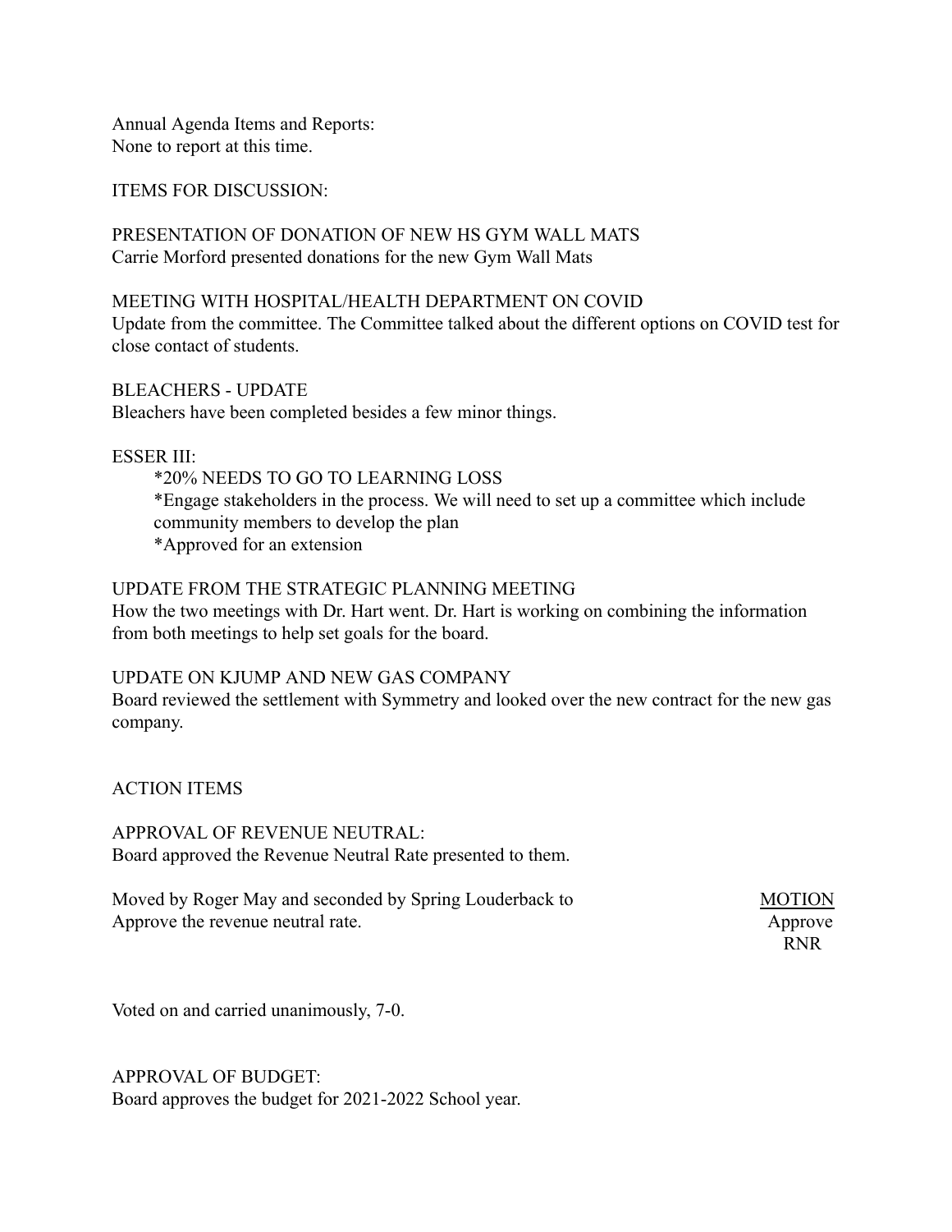Annual Agenda Items and Reports:
None to report at this time.

ITEMS FOR DISCUSSION:

PRESENTATION OF DONATION OF NEW HS GYM WALL MATS
Carrie Morford presented donations for the new Gym Wall Mats

MEETING WITH HOSPITAL/HEALTH DEPARTMENT ON COVID
Update from the committee. The Committee talked about the different options on COVID test for close contact of students.

BLEACHERS - UPDATE
Bleachers have been completed besides a few minor things.

ESSER III:

*20% NEEDS TO GO TO LEARNING LOSS
*Engage stakeholders in the process. We will need to set up a committee which include community members to develop the plan
*Approved for an extension

UPDATE FROM THE STRATEGIC PLANNING MEETING
How the two meetings with Dr. Hart went. Dr. Hart is working on combining the information from both meetings to help set goals for the board.

UPDATE ON KJUMP AND NEW GAS COMPANY
Board reviewed the settlement with Symmetry and looked over the new contract for the new gas company.

ACTION ITEMS

APPROVAL OF REVENUE NEUTRAL:
Board approved the Revenue Neutral Rate presented to them.

Moved by Roger May and seconded by Spring Louderback to Approve the revenue neutral rate.

MOTION
Approve
RNR

Voted on and carried unanimously, 7-0.

APPROVAL OF BUDGET:
Board approves the budget for 2021-2022 School year.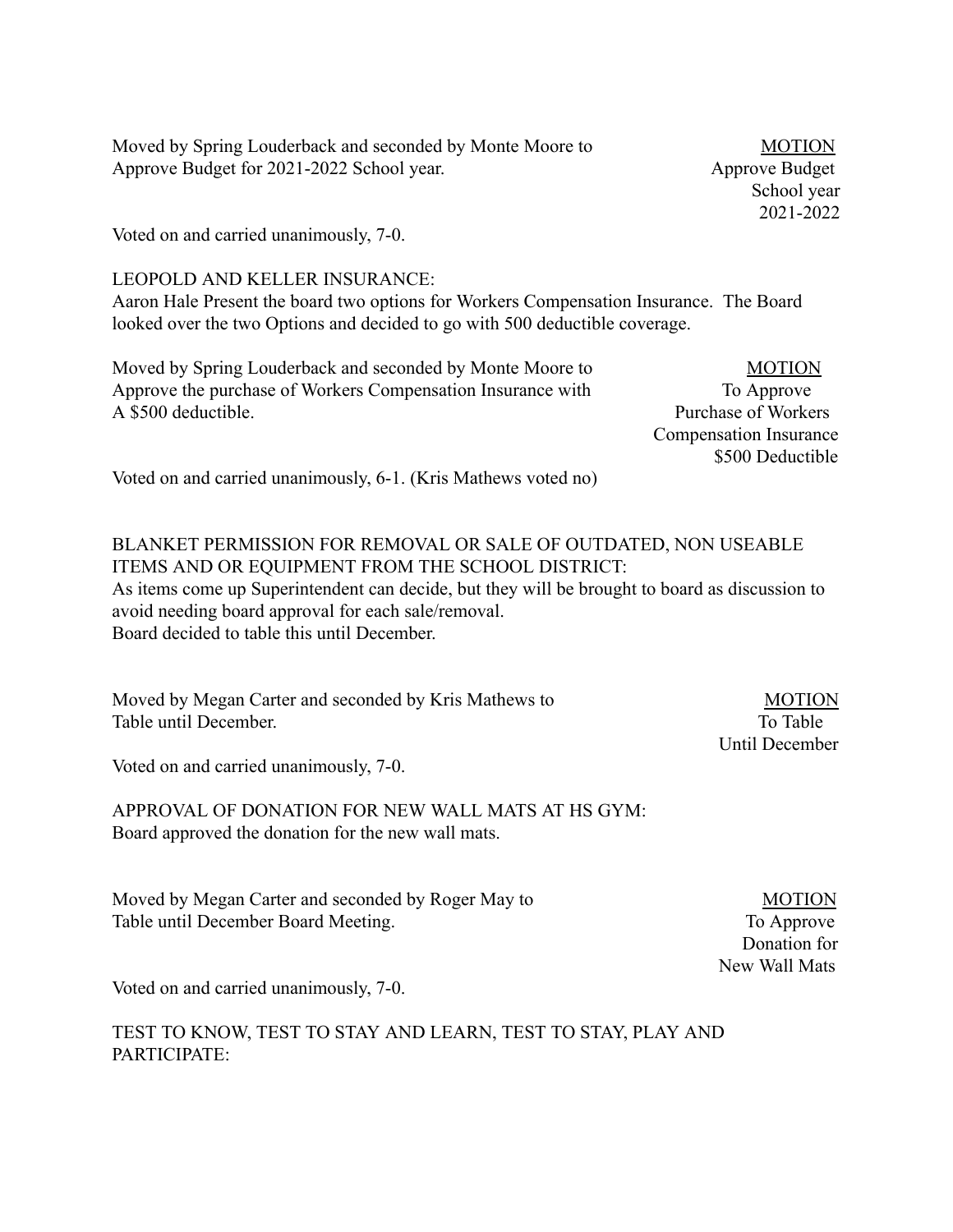Moved by Spring Louderback and seconded by Monte Moore to Approve Budget for 2021-2022 School year.

MOTION
Approve Budget
School year
2021-2022

Voted on and carried unanimously, 7-0.

LEOPOLD AND KELLER INSURANCE:
Aaron Hale Present the board two options for Workers Compensation Insurance. The Board looked over the two Options and decided to go with 500 deductible coverage.

Moved by Spring Louderback and seconded by Monte Moore to Approve the purchase of Workers Compensation Insurance with A $500 deductible.

MOTION
To Approve
Purchase of Workers
Compensation Insurance
$500 Deductible

Voted on and carried unanimously, 6-1. (Kris Mathews voted no)

BLANKET PERMISSION FOR REMOVAL OR SALE OF OUTDATED, NON USEABLE ITEMS AND OR EQUIPMENT FROM THE SCHOOL DISTRICT:
As items come up Superintendent can decide, but they will be brought to board as discussion to avoid needing board approval for each sale/removal.
Board decided to table this until December.

Moved by Megan Carter and seconded by Kris Mathews to Table until December.

MOTION
To Table
Until December

Voted on and carried unanimously, 7-0.

APPROVAL OF DONATION FOR NEW WALL MATS AT HS GYM:
Board approved the donation for the new wall mats.

Moved by Megan Carter and seconded by Roger May to Table until December Board Meeting.

MOTION
To Approve
Donation for
New Wall Mats

Voted on and carried unanimously, 7-0.

TEST TO KNOW, TEST TO STAY AND LEARN, TEST TO STAY, PLAY AND PARTICIPATE: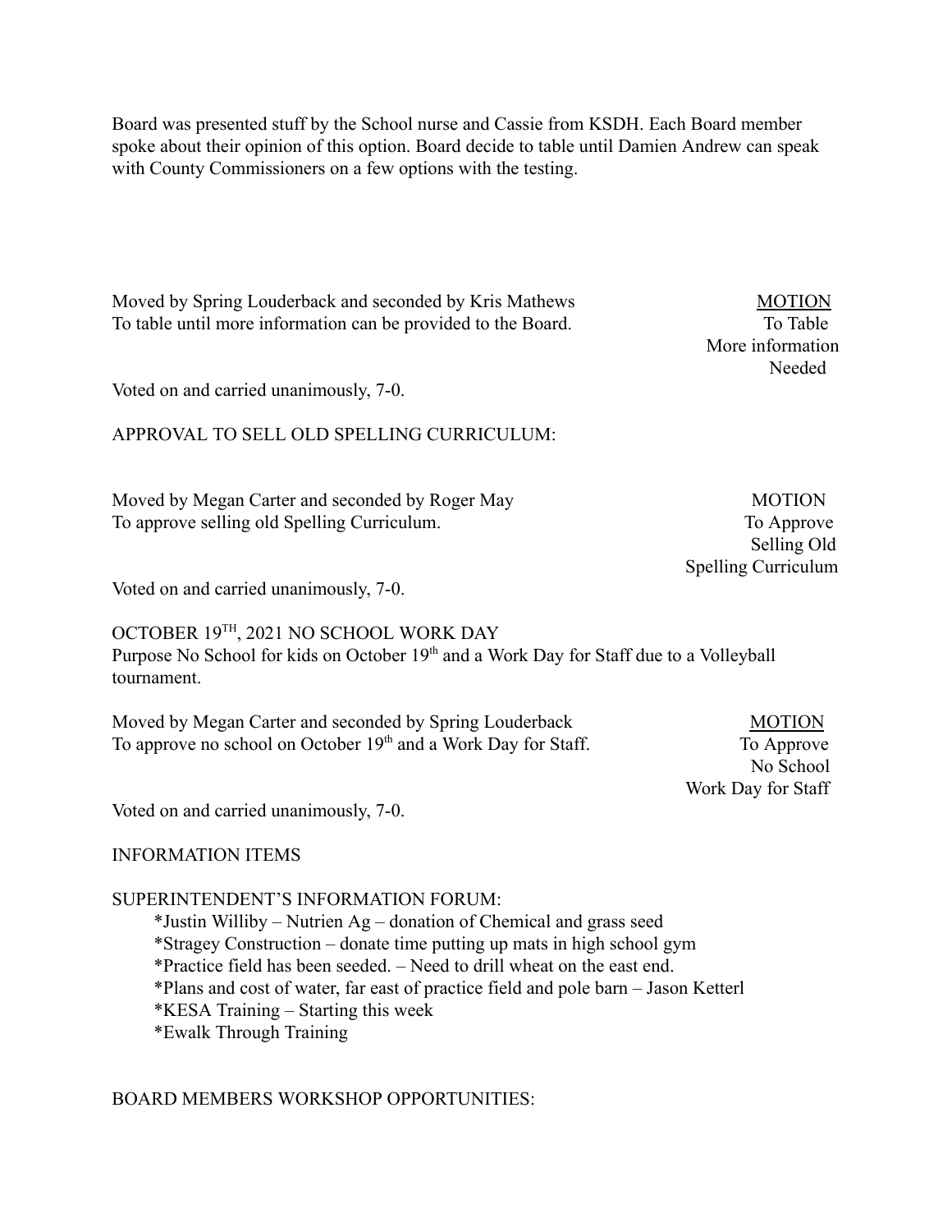Board was presented stuff by the School nurse and Cassie from KSDH. Each Board member spoke about their opinion of this option. Board decide to table until Damien Andrew can speak with County Commissioners on a few options with the testing.

Moved by Spring Louderback and seconded by Kris Mathews
To table until more information can be provided to the Board.

MOTION
To Table
More information
Needed

Voted on and carried unanimously, 7-0.

APPROVAL TO SELL OLD SPELLING CURRICULUM:

Moved by Megan Carter and seconded by Roger May
To approve selling old Spelling Curriculum.

MOTION
To Approve
Selling Old
Spelling Curriculum

Voted on and carried unanimously, 7-0.

OCTOBER 19TH, 2021 NO SCHOOL WORK DAY
Purpose No School for kids on October 19th and a Work Day for Staff due to a Volleyball tournament.

Moved by Megan Carter and seconded by Spring Louderback
To approve no school on October 19th and a Work Day for Staff.

MOTION
To Approve
No School
Work Day for Staff

Voted on and carried unanimously, 7-0.

INFORMATION ITEMS

SUPERINTENDENT'S INFORMATION FORUM:

- *Justin Williby – Nutrien Ag – donation of Chemical and grass seed
- *Stragey Construction – donate time putting up mats in high school gym
- *Practice field has been seeded. – Need to drill wheat on the east end.
- *Plans and cost of water, far east of practice field and pole barn – Jason Ketterl
- *KESA Training – Starting this week
- *Ewalk Through Training

BOARD MEMBERS WORKSHOP OPPORTUNITIES: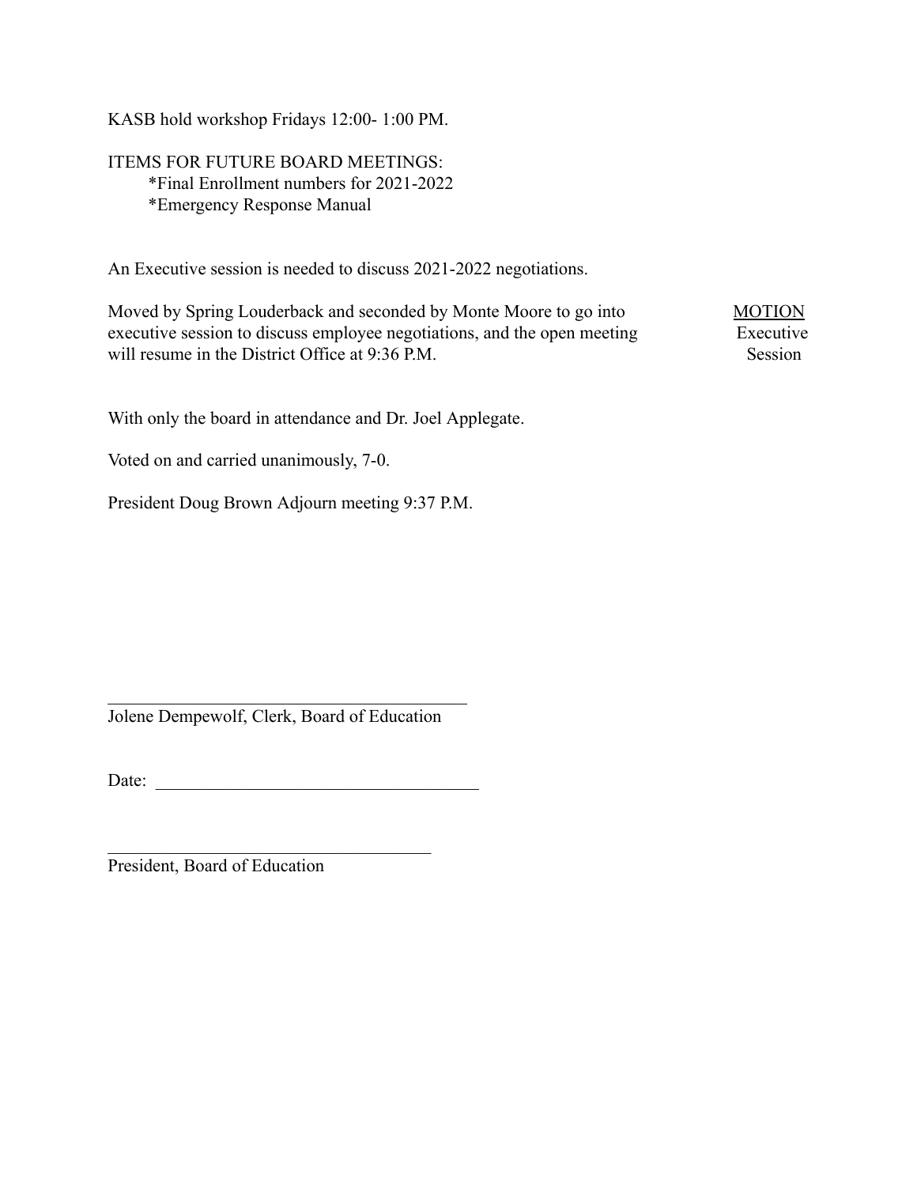KASB hold workshop Fridays 12:00- 1:00 PM.

ITEMS FOR FUTURE BOARD MEETINGS:

- *Final Enrollment numbers for 2021-2022
- *Emergency Response Manual

An Executive session is needed to discuss 2021-2022 negotiations.

Moved by Spring Louderback and seconded by Monte Moore to go into executive session to discuss employee negotiations, and the open meeting will resume in the District Office at 9:36 P.M.

<u>MOTION</u>
Executive Session

With only the board in attendance and Dr. Joel Applegate.

Voted on and carried unanimously, 7-0.

President Doug Brown Adjourn meeting 9:37 P.M.

\_\_\_\_\_\_\_\_\_\_\_\_\_\_\_\_\_\_\_\_\_\_\_\_\_\_\_\_\_\_\_\_\_\_\_\_\_\_\_\_
Jolene Dempewolf, Clerk, Board of Education

Date: \_\_\_\_\_\_\_\_\_\_\_\_\_\_\_\_\_\_\_\_\_\_\_\_\_\_\_\_\_\_\_\_\_\_\_\_

\_\_\_\_\_\_\_\_\_\_\_\_\_\_\_\_\_\_\_\_\_\_\_\_\_\_\_\_\_\_\_\_\_\_\_\_\_\_
President, Board of Education